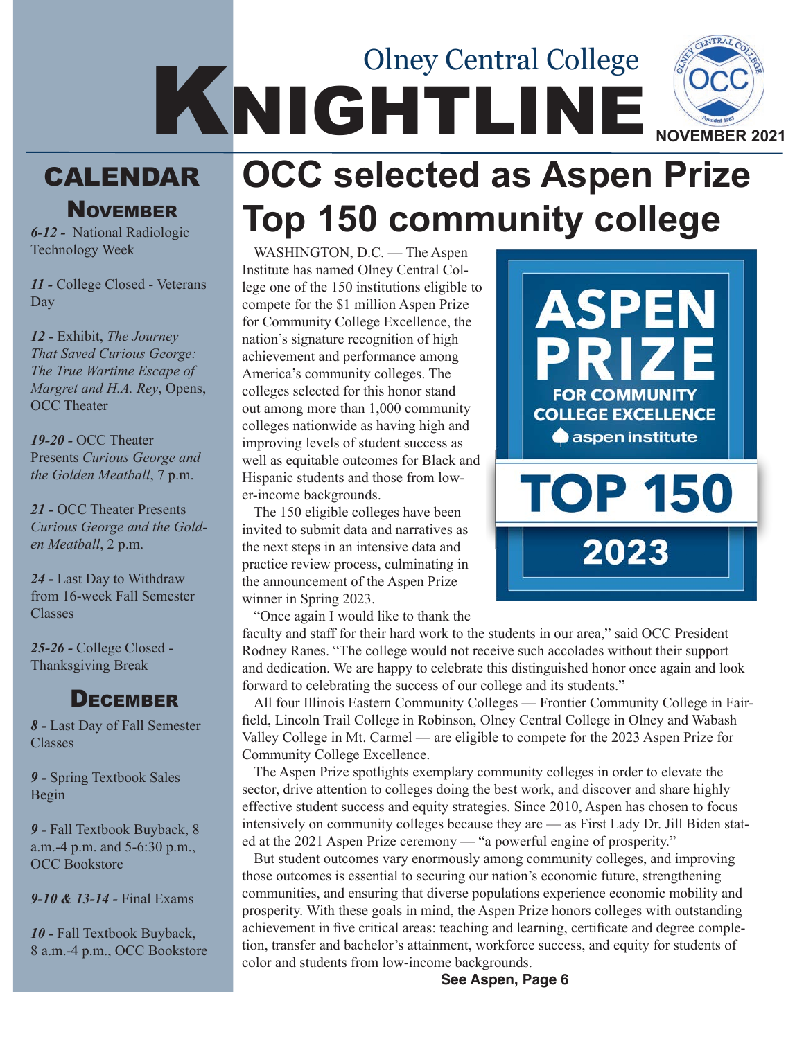# Olney Central College KNIGHTLINE

NOVEMBER 2021

## CALENDAR

### NOVEMBER

***6-12 -*** National Radiologic Technology Week

***11 -*** College Closed - Veterans Day

***12 -*** Exhibit, *The Journey That Saved Curious George: The True Wartime Escape of Margret and H.A. Rey*, Opens, OCC Theater

***19-20 -*** OCC Theater Presents *Curious George and the Golden Meatball*, 7 p.m.

***21 -*** OCC Theater Presents *Curious George and the Golden Meatball*, 2 p.m.

***24 -*** Last Day to Withdraw from 16-week Fall Semester Classes

***25-26 -*** College Closed - Thanksgiving Break

### DECEMBER

***8 -*** Last Day of Fall Semester Classes

***9 -*** Spring Textbook Sales Begin

***9 -*** Fall Textbook Buyback, 8 a.m.-4 p.m. and 5-6:30 p.m., OCC Bookstore

***9-10 & 13-14 -*** Final Exams

***10 -*** Fall Textbook Buyback, 8 a.m.-4 p.m., OCC Bookstore

# OCC selected as Aspen Prize Top 150 community college

WASHINGTON, D.C. — The Aspen Institute has named Olney Central College one of the 150 institutions eligible to compete for the $1 million Aspen Prize for Community College Excellence, the nation's signature recognition of high achievement and performance among America's community colleges. The colleges selected for this honor stand out among more than 1,000 community colleges nationwide as having high and improving levels of student success as well as equitable outcomes for Black and Hispanic students and those from lower-income backgrounds.

The 150 eligible colleges have been invited to submit data and narratives as the next steps in an intensive data and practice review process, culminating in the announcement of the Aspen Prize winner in Spring 2023.

"Once again I would like to thank the faculty and staff for their hard work to the students in our area," said OCC President Rodney Ranes. "The college would not receive such accolades without their support and dedication. We are happy to celebrate this distinguished honor once again and look forward to celebrating the success of our college and its students."

All four Illinois Eastern Community Colleges — Frontier Community College in Fairfield, Lincoln Trail College in Robinson, Olney Central College in Olney and Wabash Valley College in Mt. Carmel — are eligible to compete for the 2023 Aspen Prize for Community College Excellence.

The Aspen Prize spotlights exemplary community colleges in order to elevate the sector, drive attention to colleges doing the best work, and discover and share highly effective student success and equity strategies. Since 2010, Aspen has chosen to focus intensively on community colleges because they are — as First Lady Dr. Jill Biden stated at the 2021 Aspen Prize ceremony — "a powerful engine of prosperity."

But student outcomes vary enormously among community colleges, and improving those outcomes is essential to securing our nation's economic future, strengthening communities, and ensuring that diverse populations experience economic mobility and prosperity. With these goals in mind, the Aspen Prize honors colleges with outstanding achievement in five critical areas: teaching and learning, certificate and degree completion, transfer and bachelor's attainment, workforce success, and equity for students of color and students from low-income backgrounds.

**See Aspen, Page 6**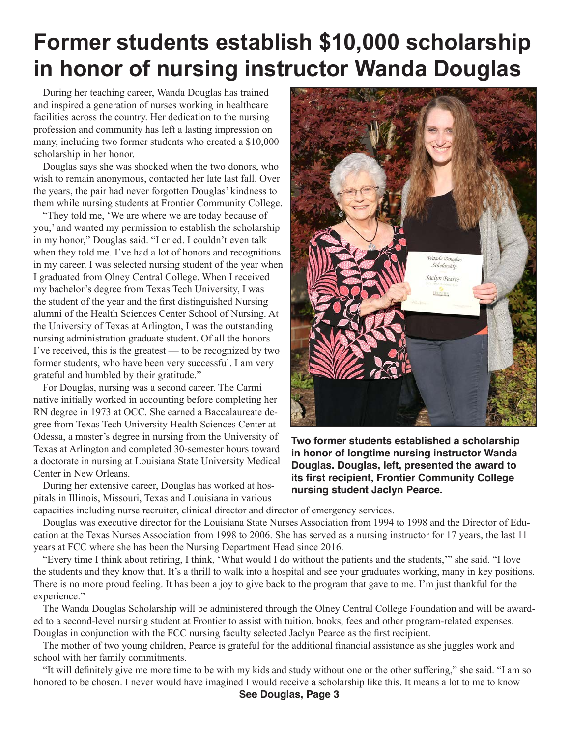# Former students establish $10,000 scholarship in honor of nursing instructor Wanda Douglas

During her teaching career, Wanda Douglas has trained and inspired a generation of nurses working in healthcare facilities across the country. Her dedication to the nursing profession and community has left a lasting impression on many, including two former students who created a $10,000 scholarship in her honor.

Douglas says she was shocked when the two donors, who wish to remain anonymous, contacted her late last fall. Over the years, the pair had never forgotten Douglas' kindness to them while nursing students at Frontier Community College.

"They told me, 'We are where we are today because of you,' and wanted my permission to establish the scholarship in my honor," Douglas said. "I cried. I couldn't even talk when they told me. I've had a lot of honors and recognitions in my career. I was selected nursing student of the year when I graduated from Olney Central College. When I received my bachelor's degree from Texas Tech University, I was the student of the year and the first distinguished Nursing alumni of the Health Sciences Center School of Nursing. At the University of Texas at Arlington, I was the outstanding nursing administration graduate student. Of all the honors I've received, this is the greatest — to be recognized by two former students, who have been very successful. I am very grateful and humbled by their gratitude."

For Douglas, nursing was a second career. The Carmi native initially worked in accounting before completing her RN degree in 1973 at OCC. She earned a Baccalaureate degree from Texas Tech University Health Sciences Center at Odessa, a master's degree in nursing from the University of Texas at Arlington and completed 30-semester hours toward a doctorate in nursing at Louisiana State University Medical Center in New Orleans.

**Two former students established a scholarship in honor of longtime nursing instructor Wanda Douglas. Douglas, left, presented the award to its first recipient, Frontier Community College nursing student Jaclyn Pearce.**

During her extensive career, Douglas has worked at hospitals in Illinois, Missouri, Texas and Louisiana in various capacities including nurse recruiter, clinical director and director of emergency services.

Douglas was executive director for the Louisiana State Nurses Association from 1994 to 1998 and the Director of Education at the Texas Nurses Association from 1998 to 2006. She has served as a nursing instructor for 17 years, the last 11 years at FCC where she has been the Nursing Department Head since 2016.

"Every time I think about retiring, I think, 'What would I do without the patients and the students,'" she said. "I love the students and they know that. It's a thrill to walk into a hospital and see your graduates working, many in key positions. There is no more proud feeling. It has been a joy to give back to the program that gave to me. I'm just thankful for the experience."

The Wanda Douglas Scholarship will be administered through the Olney Central College Foundation and will be awarded to a second-level nursing student at Frontier to assist with tuition, books, fees and other program-related expenses. Douglas in conjunction with the FCC nursing faculty selected Jaclyn Pearce as the first recipient.

The mother of two young children, Pearce is grateful for the additional financial assistance as she juggles work and school with her family commitments.

"It will definitely give me more time to be with my kids and study without one or the other suffering," she said. "I am so honored to be chosen. I never would have imagined I would receive a scholarship like this. It means a lot to me to know

**See Douglas, Page 3**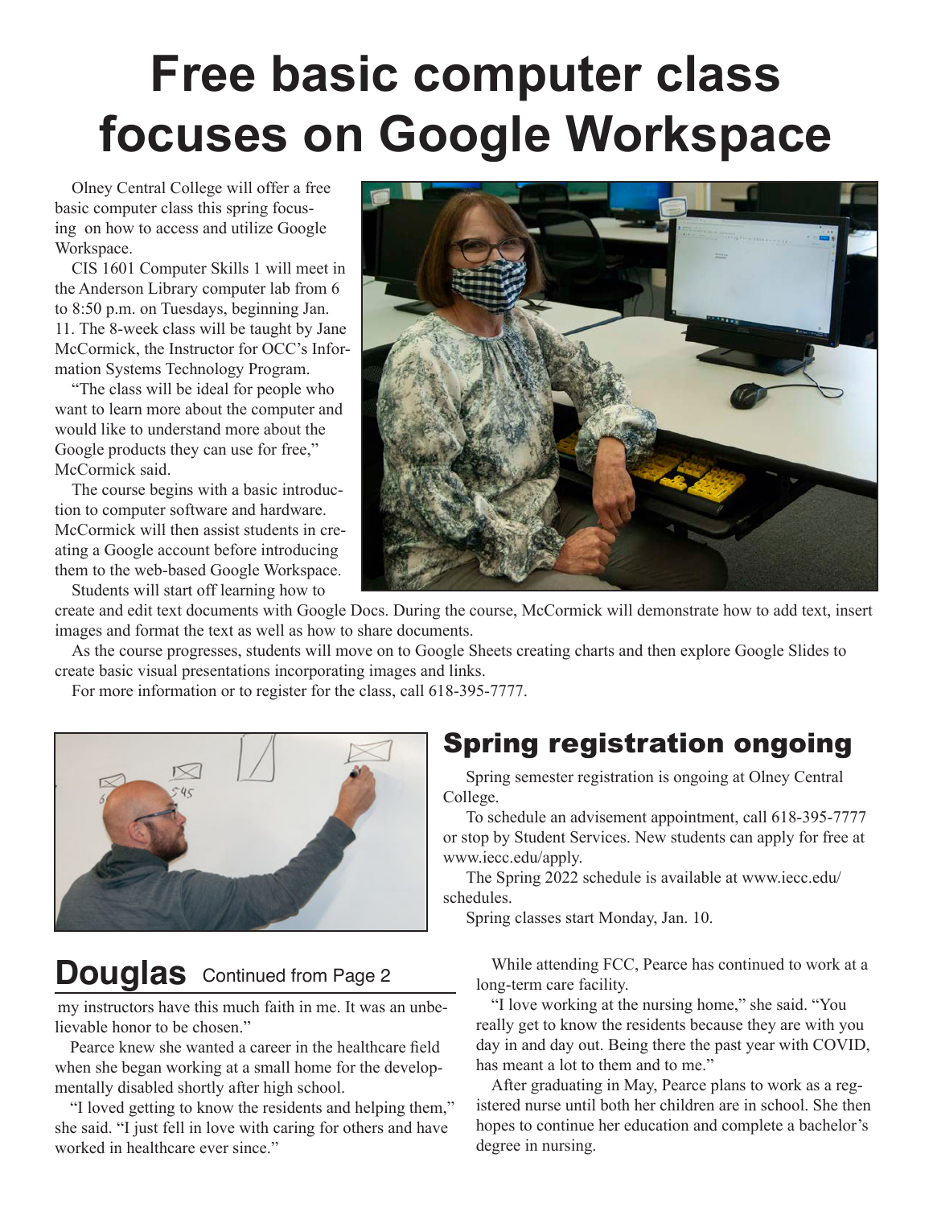# Free basic computer class focuses on Google Workspace

Olney Central College will offer a free basic computer class this spring focusing on how to access and utilize Google Workspace.

CIS 1601 Computer Skills 1 will meet in the Anderson Library computer lab from 6 to 8:50 p.m. on Tuesdays, beginning Jan. 11. The 8-week class will be taught by Jane McCormick, the Instructor for OCC's Information Systems Technology Program.

"The class will be ideal for people who want to learn more about the computer and would like to understand more about the Google products they can use for free," McCormick said.

The course begins with a basic introduction to computer software and hardware. McCormick will then assist students in creating a Google account before introducing them to the web-based Google Workspace.

Students will start off learning how to create and edit text documents with Google Docs. During the course, McCormick will demonstrate how to add text, insert images and format the text as well as how to share documents.

As the course progresses, students will move on to Google Sheets creating charts and then explore Google Slides to create basic visual presentations incorporating images and links.

For more information or to register for the class, call 618-395-7777.

## Spring registration ongoing

Spring semester registration is ongoing at Olney Central College.

To schedule an advisement appointment, call 618-395-7777 or stop by Student Services. New students can apply for free at www.iecc.edu/apply.

The Spring 2022 schedule is available at www.iecc.edu/schedules.

Spring classes start Monday, Jan. 10.

## Douglas Continued from Page 2

my instructors have this much faith in me. It was an unbelievable honor to be chosen."

Pearce knew she wanted a career in the healthcare field when she began working at a small home for the developmentally disabled shortly after high school.

"I loved getting to know the residents and helping them," she said. "I just fell in love with caring for others and have worked in healthcare ever since."

While attending FCC, Pearce has continued to work at a long-term care facility.

"I love working at the nursing home," she said. "You really get to know the residents because they are with you day in and day out. Being there the past year with COVID, has meant a lot to them and to me."

After graduating in May, Pearce plans to work as a registered nurse until both her children are in school. She then hopes to continue her education and complete a bachelor's degree in nursing.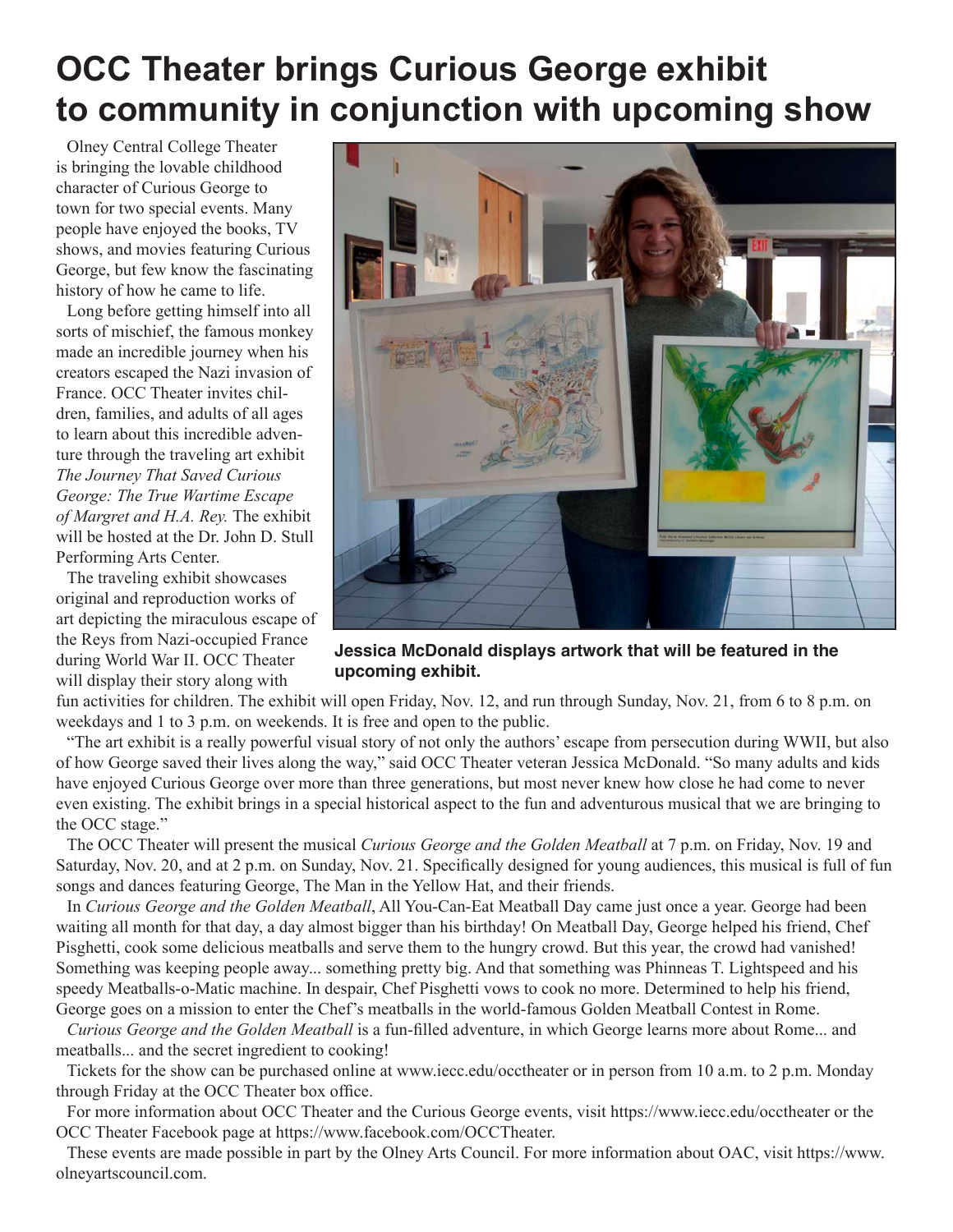# OCC Theater brings Curious George exhibit to community in conjunction with upcoming show

Olney Central College Theater is bringing the lovable childhood character of Curious George to town for two special events. Many people have enjoyed the books, TV shows, and movies featuring Curious George, but few know the fascinating history of how he came to life.

Long before getting himself into all sorts of mischief, the famous monkey made an incredible journey when his creators escaped the Nazi invasion of France. OCC Theater invites children, families, and adults of all ages to learn about this incredible adventure through the traveling art exhibit *The Journey That Saved Curious George: The True Wartime Escape of Margret and H.A. Rey.* The exhibit will be hosted at the Dr. John D. Stull Performing Arts Center.

The traveling exhibit showcases original and reproduction works of art depicting the miraculous escape of the Reys from Nazi-occupied France during World War II. OCC Theater will display their story along with fun activities for children. The exhibit will open Friday, Nov. 12, and run through Sunday, Nov. 21, from 6 to 8 p.m. on weekdays and 1 to 3 p.m. on weekends. It is free and open to the public.

**Jessica McDonald displays artwork that will be featured in the upcoming exhibit.**

"The art exhibit is a really powerful visual story of not only the authors' escape from persecution during WWII, but also of how George saved their lives along the way," said OCC Theater veteran Jessica McDonald. "So many adults and kids have enjoyed Curious George over more than three generations, but most never knew how close he had come to never even existing. The exhibit brings in a special historical aspect to the fun and adventurous musical that we are bringing to the OCC stage."

The OCC Theater will present the musical *Curious George and the Golden Meatball* at 7 p.m. on Friday, Nov. 19 and Saturday, Nov. 20, and at 2 p.m. on Sunday, Nov. 21. Specifically designed for young audiences, this musical is full of fun songs and dances featuring George, The Man in the Yellow Hat, and their friends.

In *Curious George and the Golden Meatball*, All You-Can-Eat Meatball Day came just once a year. George had been waiting all month for that day, a day almost bigger than his birthday! On Meatball Day, George helped his friend, Chef Pisghetti, cook some delicious meatballs and serve them to the hungry crowd. But this year, the crowd had vanished! Something was keeping people away... something pretty big. And that something was Phinneas T. Lightspeed and his speedy Meatballs-o-Matic machine. In despair, Chef Pisghetti vows to cook no more. Determined to help his friend, George goes on a mission to enter the Chef's meatballs in the world-famous Golden Meatball Contest in Rome.

*Curious George and the Golden Meatball* is a fun-filled adventure, in which George learns more about Rome... and meatballs... and the secret ingredient to cooking!

Tickets for the show can be purchased online at www.iecc.edu/occtheater or in person from 10 a.m. to 2 p.m. Monday through Friday at the OCC Theater box office.

For more information about OCC Theater and the Curious George events, visit https://www.iecc.edu/occtheater or the OCC Theater Facebook page at https://www.facebook.com/OCCTheater.

These events are made possible in part by the Olney Arts Council. For more information about OAC, visit https://www.olneyartscouncil.com.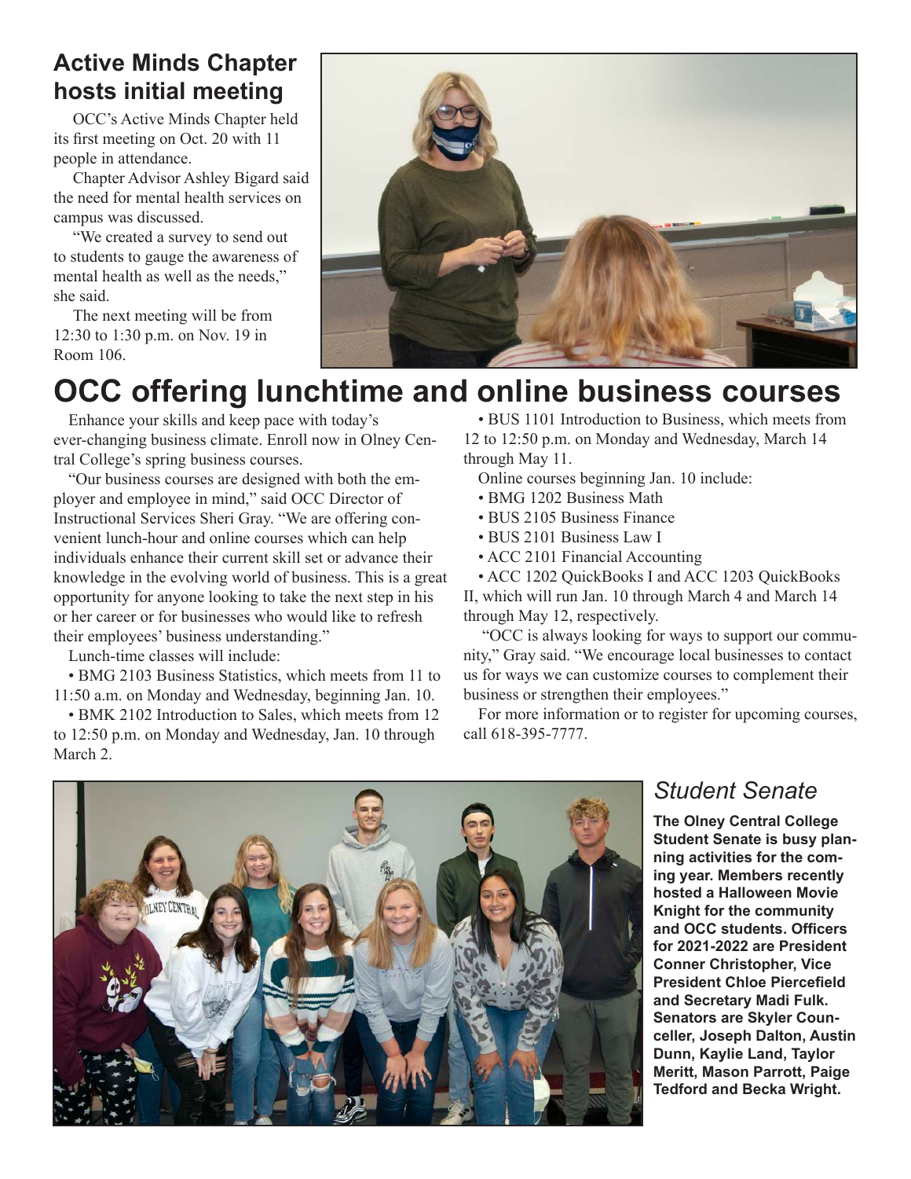## Active Minds Chapter hosts initial meeting

OCC's Active Minds Chapter held its first meeting on Oct. 20 with 11 people in attendance.

Chapter Advisor Ashley Bigard said the need for mental health services on campus was discussed.

"We created a survey to send out to students to gauge the awareness of mental health as well as the needs," she said.

The next meeting will be from 12:30 to 1:30 p.m. on Nov. 19 in Room 106.

# OCC offering lunchtime and online business courses

Enhance your skills and keep pace with today's ever-changing business climate. Enroll now in Olney Central College's spring business courses.

"Our business courses are designed with both the employer and employee in mind," said OCC Director of Instructional Services Sheri Gray. "We are offering convenient lunch-hour and online courses which can help individuals enhance their current skill set or advance their knowledge in the evolving world of business. This is a great opportunity for anyone looking to take the next step in his or her career or for businesses who would like to refresh their employees' business understanding."

Lunch-time classes will include:

- BMG 2103 Business Statistics, which meets from 11 to 11:50 a.m. on Monday and Wednesday, beginning Jan. 10.
- BMK 2102 Introduction to Sales, which meets from 12 to 12:50 p.m. on Monday and Wednesday, Jan. 10 through March 2.
- BUS 1101 Introduction to Business, which meets from 12 to 12:50 p.m. on Monday and Wednesday, March 14 through May 11.

Online courses beginning Jan. 10 include:

- BMG 1202 Business Math
- BUS 2105 Business Finance
- BUS 2101 Business Law I
- ACC 2101 Financial Accounting
- ACC 1202 QuickBooks I and ACC 1203 QuickBooks II, which will run Jan. 10 through March 4 and March 14 through May 12, respectively.

"OCC is always looking for ways to support our community," Gray said. "We encourage local businesses to contact us for ways we can customize courses to complement their business or strengthen their employees."

For more information or to register for upcoming courses, call 618-395-7777.

## *Student Senate*

**The Olney Central College Student Senate is busy planning activities for the coming year. Members recently hosted a Halloween Movie Knight for the community and OCC students. Officers for 2021-2022 are President Conner Christopher, Vice President Chloe Piercefield and Secretary Madi Fulk. Senators are Skyler Counceller, Joseph Dalton, Austin Dunn, Kaylie Land, Taylor Meritt, Mason Parrott, Paige Tedford and Becka Wright.**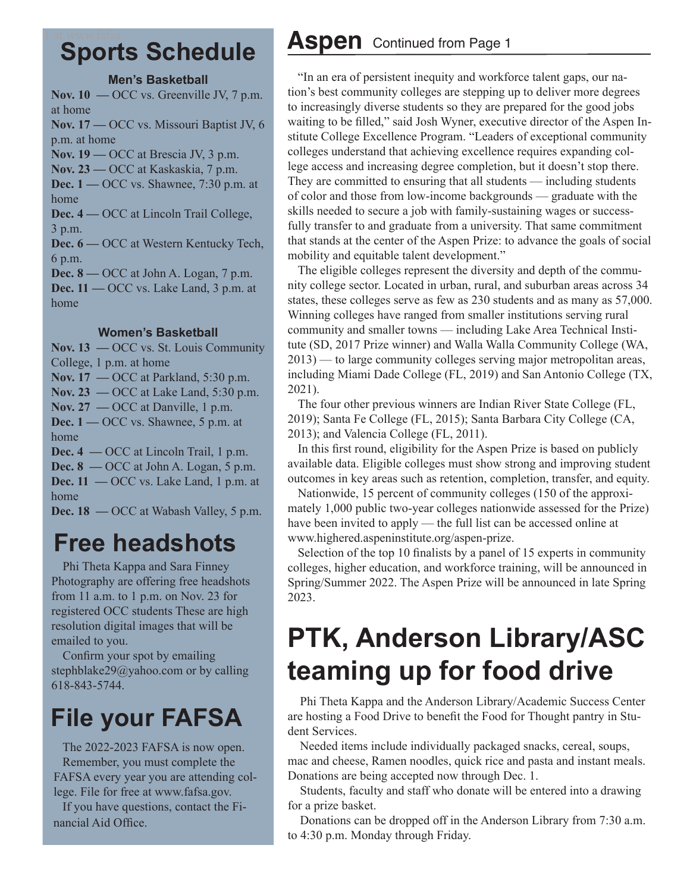# Sports Schedule

### Men's Basketball

**Nov. 10** — OCC vs. Greenville JV, 7 p.m. at home
**Nov. 17 —** OCC vs. Missouri Baptist JV, 6 p.m. at home
**Nov. 19 —** OCC at Brescia JV, 3 p.m.
**Nov. 23 —** OCC at Kaskaskia, 7 p.m.
**Dec. 1 —** OCC vs. Shawnee, 7:30 p.m. at home
**Dec. 4 —** OCC at Lincoln Trail College, 3 p.m.
**Dec. 6 —** OCC at Western Kentucky Tech, 6 p.m.
**Dec. 8 —** OCC at John A. Logan, 7 p.m.
**Dec. 11 —** OCC vs. Lake Land, 3 p.m. at home

### Women's Basketball

**Nov. 13** — OCC vs. St. Louis Community College, 1 p.m. at home
**Nov. 17** — OCC at Parkland, 5:30 p.m.
**Nov. 23** — OCC at Lake Land, 5:30 p.m.
**Nov. 27** — OCC at Danville, 1 p.m.
**Dec. 1 —** OCC vs. Shawnee, 5 p.m. at home
**Dec. 4** — OCC at Lincoln Trail, 1 p.m.
**Dec. 8** — OCC at John A. Logan, 5 p.m.
**Dec. 11** — OCC vs. Lake Land, 1 p.m. at home
**Dec. 18** — OCC at Wabash Valley, 5 p.m.

# Free headshots

Phi Theta Kappa and Sara Finney Photography are offering free headshots from 11 a.m. to 1 p.m. on Nov. 23 for registered OCC students These are high resolution digital images that will be emailed to you.

Confirm your spot by emailing stephblake29@yahoo.com or by calling 618-843-5744.

# File your FAFSA

The 2022-2023 FAFSA is now open.

Remember, you must complete the FAFSA every year you are attending college. File for free at www.fafsa.gov.

If you have questions, contact the Financial Aid Office.

# Aspen Continued from Page 1

"In an era of persistent inequity and workforce talent gaps, our nation's best community colleges are stepping up to deliver more degrees to increasingly diverse students so they are prepared for the good jobs waiting to be filled," said Josh Wyner, executive director of the Aspen Institute College Excellence Program. "Leaders of exceptional community colleges understand that achieving excellence requires expanding college access and increasing degree completion, but it doesn't stop there. They are committed to ensuring that all students — including students of color and those from low-income backgrounds — graduate with the skills needed to secure a job with family-sustaining wages or successfully transfer to and graduate from a university. That same commitment that stands at the center of the Aspen Prize: to advance the goals of social mobility and equitable talent development."

The eligible colleges represent the diversity and depth of the community college sector. Located in urban, rural, and suburban areas across 34 states, these colleges serve as few as 230 students and as many as 57,000. Winning colleges have ranged from smaller institutions serving rural community and smaller towns — including Lake Area Technical Institute (SD, 2017 Prize winner) and Walla Walla Community College (WA, 2013) — to large community colleges serving major metropolitan areas, including Miami Dade College (FL, 2019) and San Antonio College (TX, 2021).

The four other previous winners are Indian River State College (FL, 2019); Santa Fe College (FL, 2015); Santa Barbara City College (CA, 2013); and Valencia College (FL, 2011).

In this first round, eligibility for the Aspen Prize is based on publicly available data. Eligible colleges must show strong and improving student outcomes in key areas such as retention, completion, transfer, and equity.

Nationwide, 15 percent of community colleges (150 of the approximately 1,000 public two-year colleges nationwide assessed for the Prize) have been invited to apply — the full list can be accessed online at www.highered.aspeninstitute.org/aspen-prize.

Selection of the top 10 finalists by a panel of 15 experts in community colleges, higher education, and workforce training, will be announced in Spring/Summer 2022. The Aspen Prize will be announced in late Spring 2023.

# PTK, Anderson Library/ASC teaming up for food drive

Phi Theta Kappa and the Anderson Library/Academic Success Center are hosting a Food Drive to benefit the Food for Thought pantry in Student Services.

Needed items include individually packaged snacks, cereal, soups, mac and cheese, Ramen noodles, quick rice and pasta and instant meals. Donations are being accepted now through Dec. 1.

Students, faculty and staff who donate will be entered into a drawing for a prize basket.

Donations can be dropped off in the Anderson Library from 7:30 a.m. to 4:30 p.m. Monday through Friday.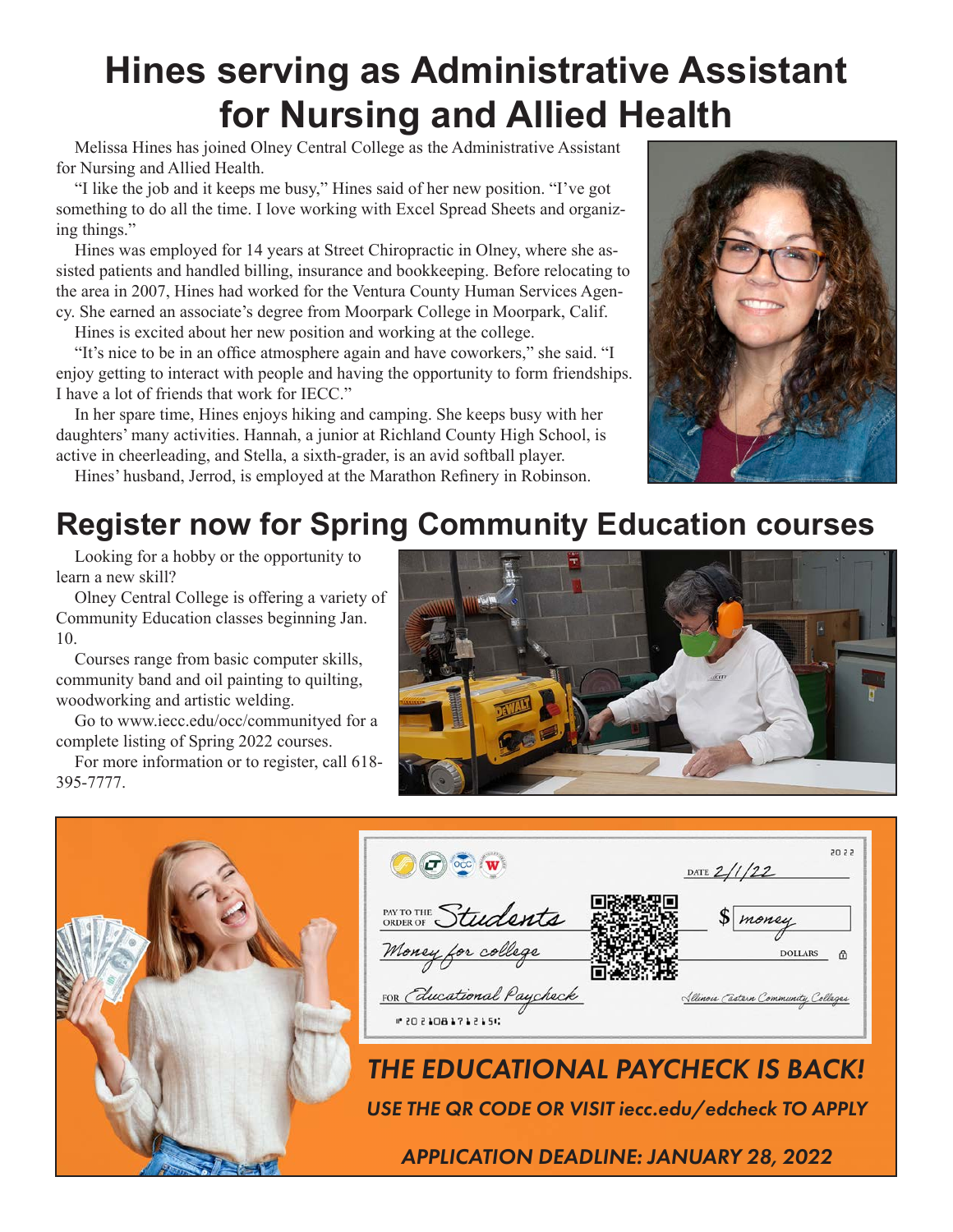# Hines serving as Administrative Assistant for Nursing and Allied Health

Melissa Hines has joined Olney Central College as the Administrative Assistant for Nursing and Allied Health.

"I like the job and it keeps me busy," Hines said of her new position. "I've got something to do all the time. I love working with Excel Spread Sheets and organizing things."

Hines was employed for 14 years at Street Chiropractic in Olney, where she assisted patients and handled billing, insurance and bookkeeping. Before relocating to the area in 2007, Hines had worked for the Ventura County Human Services Agency. She earned an associate's degree from Moorpark College in Moorpark, Calif.

Hines is excited about her new position and working at the college.

"It's nice to be in an office atmosphere again and have coworkers," she said. "I enjoy getting to interact with people and having the opportunity to form friendships. I have a lot of friends that work for IECC."

In her spare time, Hines enjoys hiking and camping. She keeps busy with her daughters' many activities. Hannah, a junior at Richland County High School, is active in cheerleading, and Stella, a sixth-grader, is an avid softball player.

Hines' husband, Jerrod, is employed at the Marathon Refinery in Robinson.

## Register now for Spring Community Education courses

Looking for a hobby or the opportunity to learn a new skill?

Olney Central College is offering a variety of Community Education classes beginning Jan. 10.

Courses range from basic computer skills, community band and oil painting to quilting, woodworking and artistic welding.

Go to www.iecc.edu/occ/communityed for a complete listing of Spring 2022 courses.

For more information or to register, call 618-395-7777.

2022

DATE 2/1/22

PAY TO THE ORDER OF Students

$ money

Money for college

DOLLARS

FOR Educational Paycheck

Illinois Eastern Community Colleges

**THE EDUCATIONAL PAYCHECK IS BACK!**

**USE THE QR CODE OR VISIT iecc.edu/edcheck TO APPLY**

**APPLICATION DEADLINE: JANUARY 28, 2022**